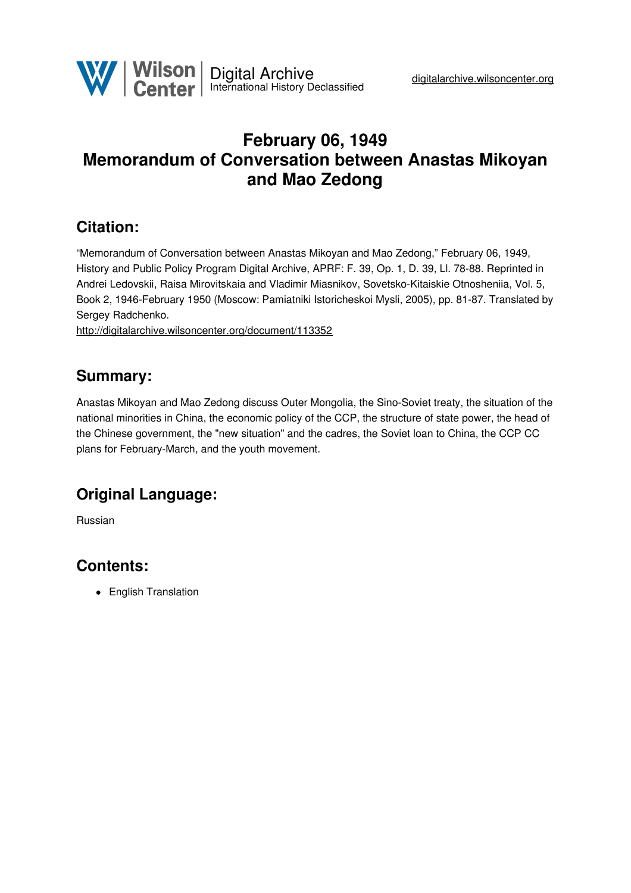# February 06, 1949
# Memorandum of Conversation between Anastas Mikoyan and Mao Zedong

## Citation:

"Memorandum of Conversation between Anastas Mikoyan and Mao Zedong," February 06, 1949, History and Public Policy Program Digital Archive, APRF: F. 39, Op. 1, D. 39, Ll. 78-88. Reprinted in Andrei Ledovskii, Raisa Mirovitskaia and Vladimir Miasnikov, Sovetsko-Kitaiskie Otnosheniia, Vol. 5, Book 2, 1946-February 1950 (Moscow: Pamiatniki Istoricheskoi Mysli, 2005), pp. 81-87. Translated by Sergey Radchenko.

http://digitalarchive.wilsoncenter.org/document/113352

## Summary:

Anastas Mikoyan and Mao Zedong discuss Outer Mongolia, the Sino-Soviet treaty, the situation of the national minorities in China, the economic policy of the CCP, the structure of state power, the head of the Chinese government, the "new situation" and the cadres, the Soviet loan to China, the CCP CC plans for February-March, and the youth movement.

## Original Language:

Russian

## Contents:

- English Translation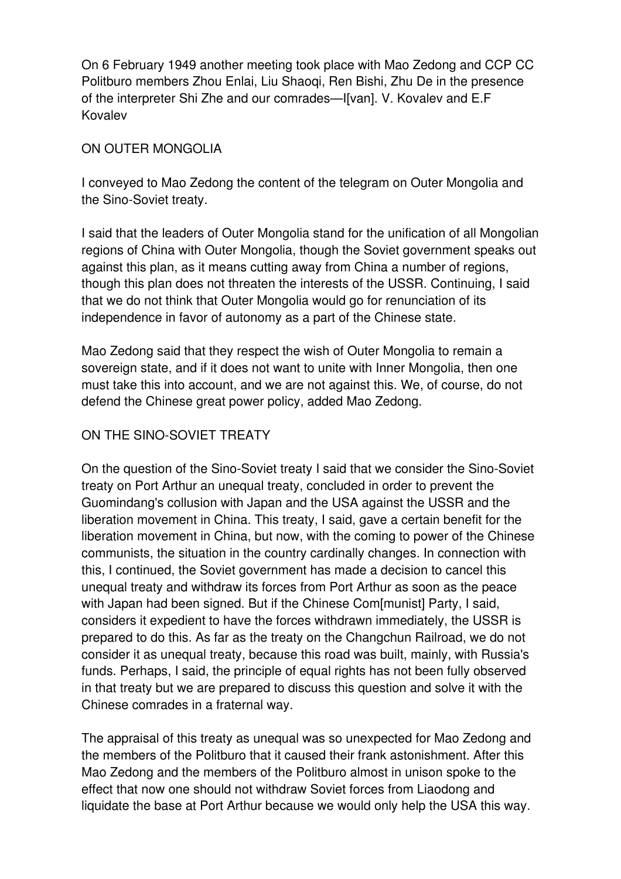On 6 February 1949 another meeting took place with Mao Zedong and CCP CC Politburo members Zhou Enlai, Liu Shaoqi, Ren Bishi, Zhu De in the presence of the interpreter Shi Zhe and our comrades—I[van]. V. Kovalev and E.F Kovalev

## ON OUTER MONGOLIA

I conveyed to Mao Zedong the content of the telegram on Outer Mongolia and the Sino-Soviet treaty.

I said that the leaders of Outer Mongolia stand for the unification of all Mongolian regions of China with Outer Mongolia, though the Soviet government speaks out against this plan, as it means cutting away from China a number of regions, though this plan does not threaten the interests of the USSR. Continuing, I said that we do not think that Outer Mongolia would go for renunciation of its independence in favor of autonomy as a part of the Chinese state.

Mao Zedong said that they respect the wish of Outer Mongolia to remain a sovereign state, and if it does not want to unite with Inner Mongolia, then one must take this into account, and we are not against this. We, of course, do not defend the Chinese great power policy, added Mao Zedong.

## ON THE SINO-SOVIET TREATY

On the question of the Sino-Soviet treaty I said that we consider the Sino-Soviet treaty on Port Arthur an unequal treaty, concluded in order to prevent the Guomindang's collusion with Japan and the USA against the USSR and the liberation movement in China. This treaty, I said, gave a certain benefit for the liberation movement in China, but now, with the coming to power of the Chinese communists, the situation in the country cardinally changes. In connection with this, I continued, the Soviet government has made a decision to cancel this unequal treaty and withdraw its forces from Port Arthur as soon as the peace with Japan had been signed. But if the Chinese Com[munist] Party, I said, considers it expedient to have the forces withdrawn immediately, the USSR is prepared to do this. As far as the treaty on the Changchun Railroad, we do not consider it as unequal treaty, because this road was built, mainly, with Russia's funds. Perhaps, I said, the principle of equal rights has not been fully observed in that treaty but we are prepared to discuss this question and solve it with the Chinese comrades in a fraternal way.

The appraisal of this treaty as unequal was so unexpected for Mao Zedong and the members of the Politburo that it caused their frank astonishment. After this Mao Zedong and the members of the Politburo almost in unison spoke to the effect that now one should not withdraw Soviet forces from Liaodong and liquidate the base at Port Arthur because we would only help the USA this way.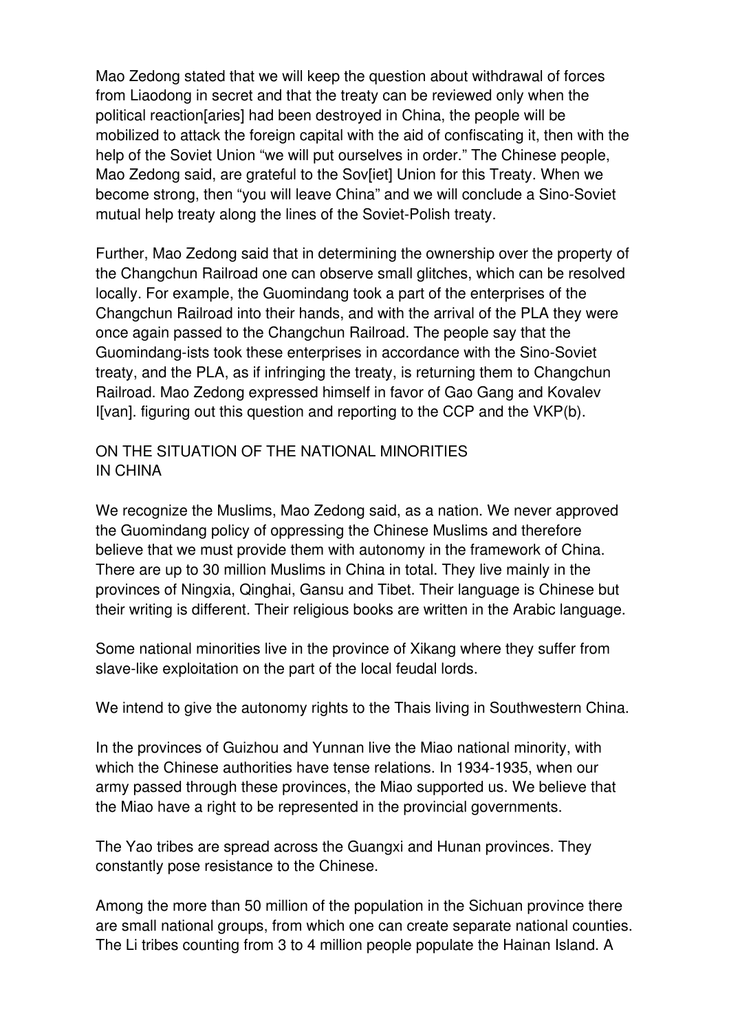Mao Zedong stated that we will keep the question about withdrawal of forces from Liaodong in secret and that the treaty can be reviewed only when the political reaction[aries] had been destroyed in China, the people will be mobilized to attack the foreign capital with the aid of confiscating it, then with the help of the Soviet Union "we will put ourselves in order." The Chinese people, Mao Zedong said, are grateful to the Sov[iet] Union for this Treaty. When we become strong, then "you will leave China" and we will conclude a Sino-Soviet mutual help treaty along the lines of the Soviet-Polish treaty.

Further, Mao Zedong said that in determining the ownership over the property of the Changchun Railroad one can observe small glitches, which can be resolved locally. For example, the Guomindang took a part of the enterprises of the Changchun Railroad into their hands, and with the arrival of the PLA they were once again passed to the Changchun Railroad. The people say that the Guomindang-ists took these enterprises in accordance with the Sino-Soviet treaty, and the PLA, as if infringing the treaty, is returning them to Changchun Railroad. Mao Zedong expressed himself in favor of Gao Gang and Kovalev I[van]. figuring out this question and reporting to the CCP and the VKP(b).

## ON THE SITUATION OF THE NATIONAL MINORITIES IN CHINA

We recognize the Muslims, Mao Zedong said, as a nation. We never approved the Guomindang policy of oppressing the Chinese Muslims and therefore believe that we must provide them with autonomy in the framework of China. There are up to 30 million Muslims in China in total. They live mainly in the provinces of Ningxia, Qinghai, Gansu and Tibet. Their language is Chinese but their writing is different. Their religious books are written in the Arabic language.

Some national minorities live in the province of Xikang where they suffer from slave-like exploitation on the part of the local feudal lords.

We intend to give the autonomy rights to the Thais living in Southwestern China.

In the provinces of Guizhou and Yunnan live the Miao national minority, with which the Chinese authorities have tense relations. In 1934-1935, when our army passed through these provinces, the Miao supported us. We believe that the Miao have a right to be represented in the provincial governments.

The Yao tribes are spread across the Guangxi and Hunan provinces. They constantly pose resistance to the Chinese.

Among the more than 50 million of the population in the Sichuan province there are small national groups, from which one can create separate national counties. The Li tribes counting from 3 to 4 million people populate the Hainan Island. A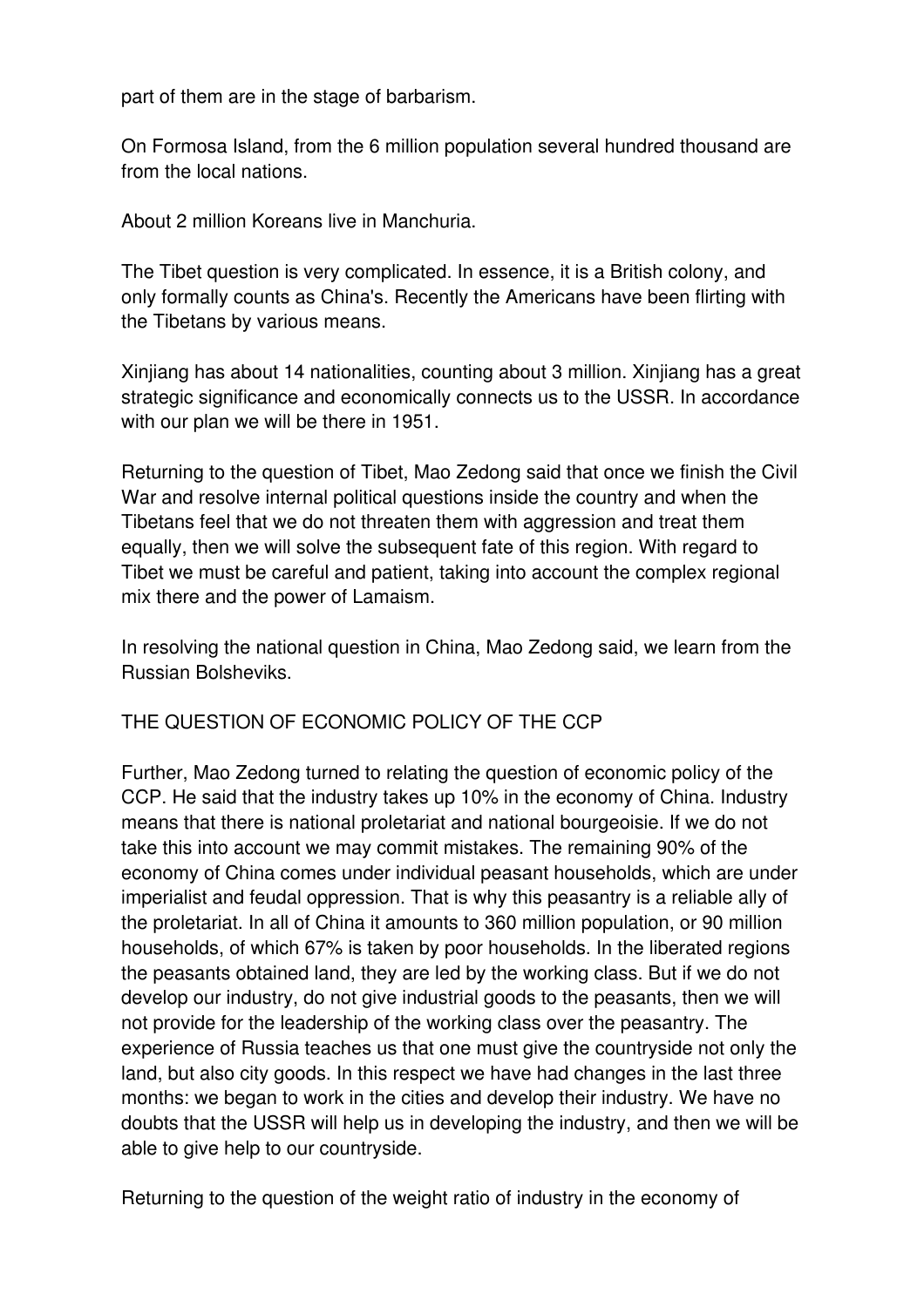part of them are in the stage of barbarism.

On Formosa Island, from the 6 million population several hundred thousand are from the local nations.

About 2 million Koreans live in Manchuria.

The Tibet question is very complicated. In essence, it is a British colony, and only formally counts as China's. Recently the Americans have been flirting with the Tibetans by various means.

Xinjiang has about 14 nationalities, counting about 3 million. Xinjiang has a great strategic significance and economically connects us to the USSR. In accordance with our plan we will be there in 1951.

Returning to the question of Tibet, Mao Zedong said that once we finish the Civil War and resolve internal political questions inside the country and when the Tibetans feel that we do not threaten them with aggression and treat them equally, then we will solve the subsequent fate of this region. With regard to Tibet we must be careful and patient, taking into account the complex regional mix there and the power of Lamaism.

In resolving the national question in China, Mao Zedong said, we learn from the Russian Bolsheviks.

## THE QUESTION OF ECONOMIC POLICY OF THE CCP

Further, Mao Zedong turned to relating the question of economic policy of the CCP. He said that the industry takes up 10% in the economy of China. Industry means that there is national proletariat and national bourgeoisie. If we do not take this into account we may commit mistakes. The remaining 90% of the economy of China comes under individual peasant households, which are under imperialist and feudal oppression. That is why this peasantry is a reliable ally of the proletariat. In all of China it amounts to 360 million population, or 90 million households, of which 67% is taken by poor households. In the liberated regions the peasants obtained land, they are led by the working class. But if we do not develop our industry, do not give industrial goods to the peasants, then we will not provide for the leadership of the working class over the peasantry. The experience of Russia teaches us that one must give the countryside not only the land, but also city goods. In this respect we have had changes in the last three months: we began to work in the cities and develop their industry. We have no doubts that the USSR will help us in developing the industry, and then we will be able to give help to our countryside.

Returning to the question of the weight ratio of industry in the economy of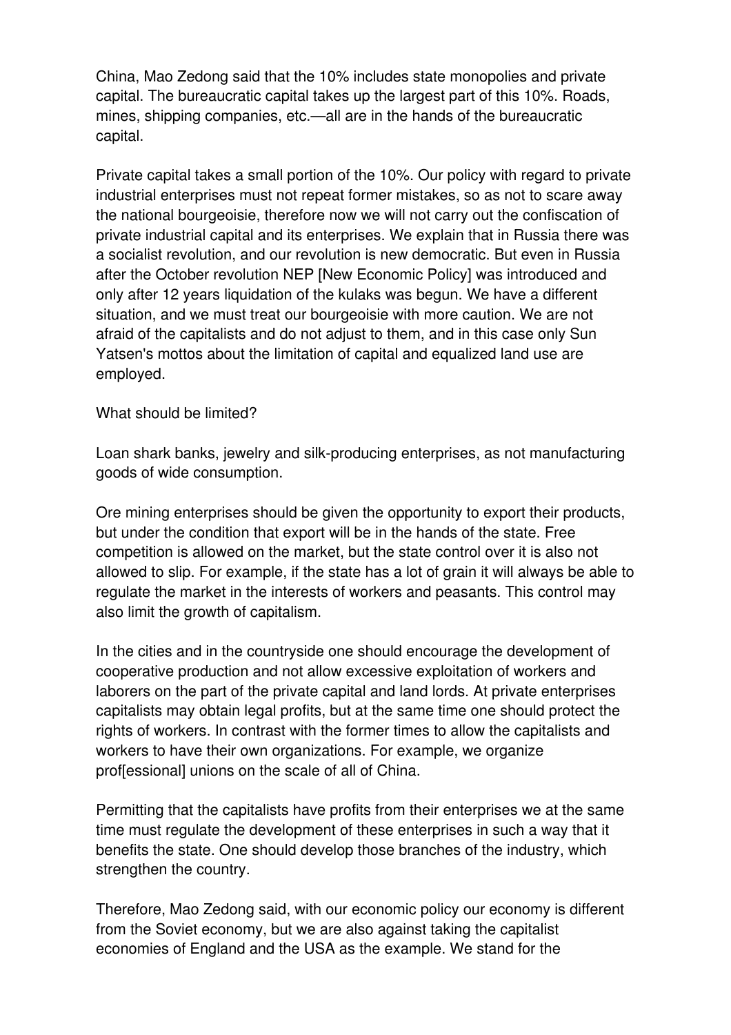China, Mao Zedong said that the 10% includes state monopolies and private capital. The bureaucratic capital takes up the largest part of this 10%. Roads, mines, shipping companies, etc.—all are in the hands of the bureaucratic capital.

Private capital takes a small portion of the 10%. Our policy with regard to private industrial enterprises must not repeat former mistakes, so as not to scare away the national bourgeoisie, therefore now we will not carry out the confiscation of private industrial capital and its enterprises. We explain that in Russia there was a socialist revolution, and our revolution is new democratic. But even in Russia after the October revolution NEP [New Economic Policy] was introduced and only after 12 years liquidation of the kulaks was begun. We have a different situation, and we must treat our bourgeoisie with more caution. We are not afraid of the capitalists and do not adjust to them, and in this case only Sun Yatsen's mottos about the limitation of capital and equalized land use are employed.

What should be limited?

Loan shark banks, jewelry and silk-producing enterprises, as not manufacturing goods of wide consumption.

Ore mining enterprises should be given the opportunity to export their products, but under the condition that export will be in the hands of the state. Free competition is allowed on the market, but the state control over it is also not allowed to slip. For example, if the state has a lot of grain it will always be able to regulate the market in the interests of workers and peasants. This control may also limit the growth of capitalism.

In the cities and in the countryside one should encourage the development of cooperative production and not allow excessive exploitation of workers and laborers on the part of the private capital and land lords. At private enterprises capitalists may obtain legal profits, but at the same time one should protect the rights of workers. In contrast with the former times to allow the capitalists and workers to have their own organizations. For example, we organize prof[essional] unions on the scale of all of China.

Permitting that the capitalists have profits from their enterprises we at the same time must regulate the development of these enterprises in such a way that it benefits the state. One should develop those branches of the industry, which strengthen the country.

Therefore, Mao Zedong said, with our economic policy our economy is different from the Soviet economy, but we are also against taking the capitalist economies of England and the USA as the example. We stand for the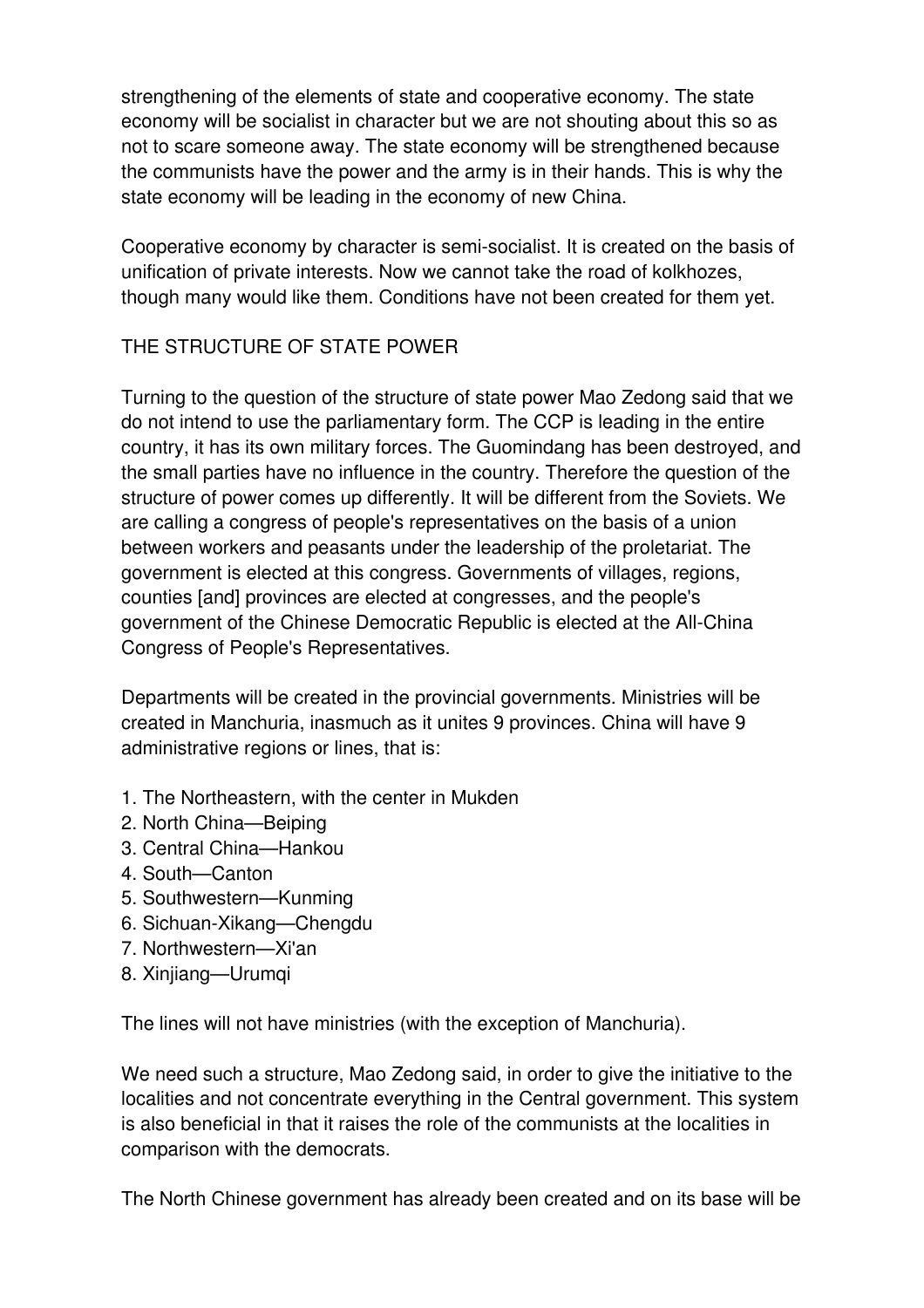strengthening of the elements of state and cooperative economy. The state economy will be socialist in character but we are not shouting about this so as not to scare someone away. The state economy will be strengthened because the communists have the power and the army is in their hands. This is why the state economy will be leading in the economy of new China.

Cooperative economy by character is semi-socialist. It is created on the basis of unification of private interests. Now we cannot take the road of kolkhozes, though many would like them. Conditions have not been created for them yet.

## THE STRUCTURE OF STATE POWER

Turning to the question of the structure of state power Mao Zedong said that we do not intend to use the parliamentary form. The CCP is leading in the entire country, it has its own military forces. The Guomindang has been destroyed, and the small parties have no influence in the country. Therefore the question of the structure of power comes up differently. It will be different from the Soviets. We are calling a congress of people's representatives on the basis of a union between workers and peasants under the leadership of the proletariat. The government is elected at this congress. Governments of villages, regions, counties [and] provinces are elected at congresses, and the people's government of the Chinese Democratic Republic is elected at the All-China Congress of People's Representatives.

Departments will be created in the provincial governments. Ministries will be created in Manchuria, inasmuch as it unites 9 provinces. China will have 9 administrative regions or lines, that is:

1. The Northeastern, with the center in Mukden
2. North China—Beiping
3. Central China—Hankou
4. South—Canton
5. Southwestern—Kunming
6. Sichuan-Xikang—Chengdu
7. Northwestern—Xi'an
8. Xinjiang—Urumqi

The lines will not have ministries (with the exception of Manchuria).

We need such a structure, Mao Zedong said, in order to give the initiative to the localities and not concentrate everything in the Central government. This system is also beneficial in that it raises the role of the communists at the localities in comparison with the democrats.

The North Chinese government has already been created and on its base will be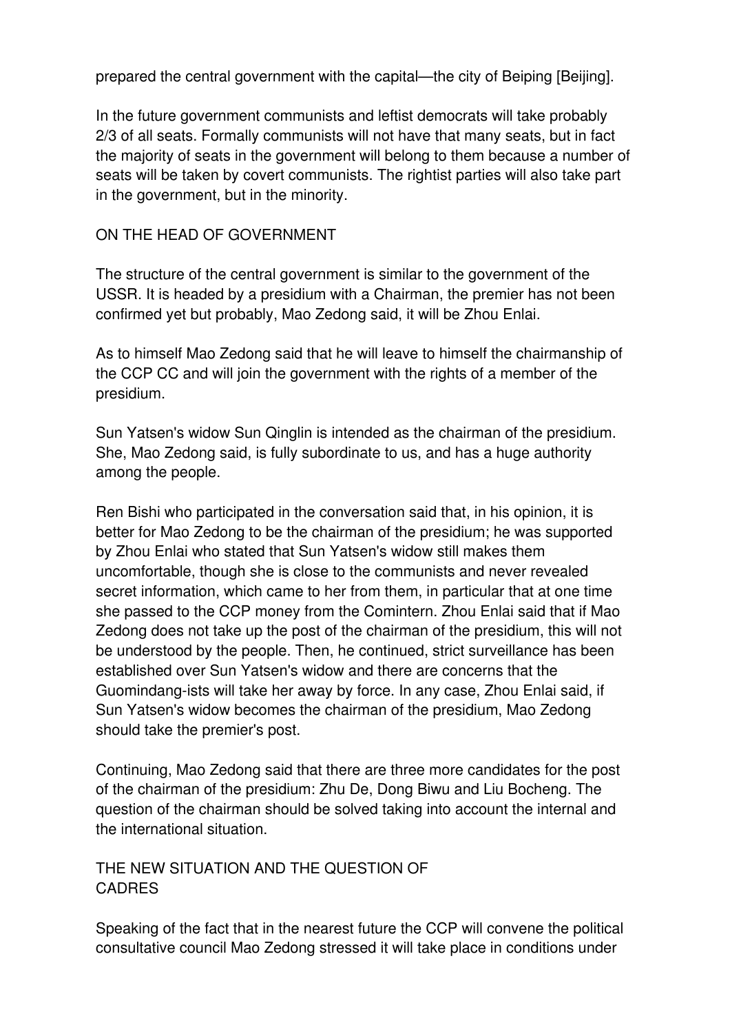prepared the central government with the capital—the city of Beiping [Beijing].

In the future government communists and leftist democrats will take probably 2/3 of all seats. Formally communists will not have that many seats, but in fact the majority of seats in the government will belong to them because a number of seats will be taken by covert communists. The rightist parties will also take part in the government, but in the minority.

## ON THE HEAD OF GOVERNMENT

The structure of the central government is similar to the government of the USSR. It is headed by a presidium with a Chairman, the premier has not been confirmed yet but probably, Mao Zedong said, it will be Zhou Enlai.

As to himself Mao Zedong said that he will leave to himself the chairmanship of the CCP CC and will join the government with the rights of a member of the presidium.

Sun Yatsen's widow Sun Qinglin is intended as the chairman of the presidium. She, Mao Zedong said, is fully subordinate to us, and has a huge authority among the people.

Ren Bishi who participated in the conversation said that, in his opinion, it is better for Mao Zedong to be the chairman of the presidium; he was supported by Zhou Enlai who stated that Sun Yatsen's widow still makes them uncomfortable, though she is close to the communists and never revealed secret information, which came to her from them, in particular that at one time she passed to the CCP money from the Comintern. Zhou Enlai said that if Mao Zedong does not take up the post of the chairman of the presidium, this will not be understood by the people. Then, he continued, strict surveillance has been established over Sun Yatsen's widow and there are concerns that the Guomindang-ists will take her away by force. In any case, Zhou Enlai said, if Sun Yatsen's widow becomes the chairman of the presidium, Mao Zedong should take the premier's post.

Continuing, Mao Zedong said that there are three more candidates for the post of the chairman of the presidium: Zhu De, Dong Biwu and Liu Bocheng. The question of the chairman should be solved taking into account the internal and the international situation.

## THE NEW SITUATION AND THE QUESTION OF CADRES

Speaking of the fact that in the nearest future the CCP will convene the political consultative council Mao Zedong stressed it will take place in conditions under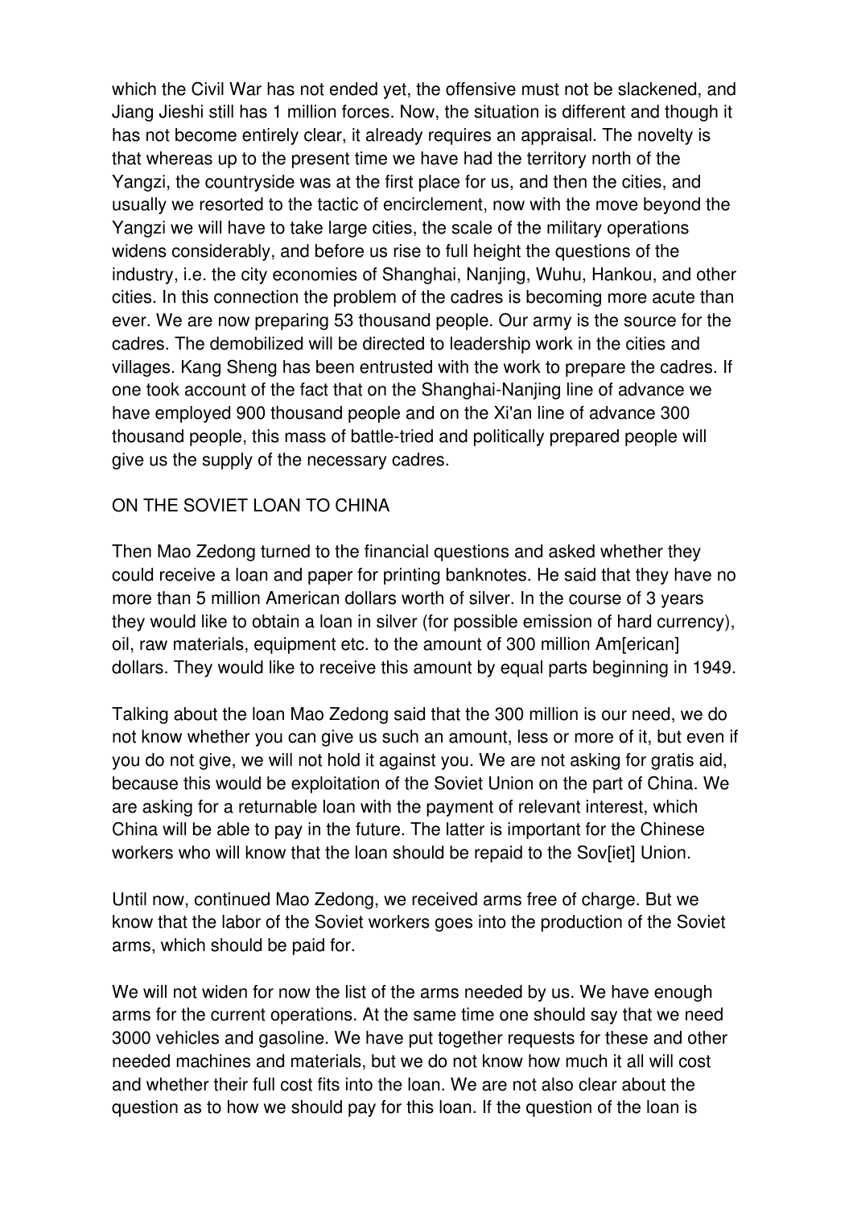which the Civil War has not ended yet, the offensive must not be slackened, and Jiang Jieshi still has 1 million forces. Now, the situation is different and though it has not become entirely clear, it already requires an appraisal. The novelty is that whereas up to the present time we have had the territory north of the Yangzi, the countryside was at the first place for us, and then the cities, and usually we resorted to the tactic of encirclement, now with the move beyond the Yangzi we will have to take large cities, the scale of the military operations widens considerably, and before us rise to full height the questions of the industry, i.e. the city economies of Shanghai, Nanjing, Wuhu, Hankou, and other cities. In this connection the problem of the cadres is becoming more acute than ever. We are now preparing 53 thousand people. Our army is the source for the cadres. The demobilized will be directed to leadership work in the cities and villages. Kang Sheng has been entrusted with the work to prepare the cadres. If one took account of the fact that on the Shanghai-Nanjing line of advance we have employed 900 thousand people and on the Xi'an line of advance 300 thousand people, this mass of battle-tried and politically prepared people will give us the supply of the necessary cadres.

## ON THE SOVIET LOAN TO CHINA

Then Mao Zedong turned to the financial questions and asked whether they could receive a loan and paper for printing banknotes. He said that they have no more than 5 million American dollars worth of silver. In the course of 3 years they would like to obtain a loan in silver (for possible emission of hard currency), oil, raw materials, equipment etc. to the amount of 300 million Am[erican] dollars. They would like to receive this amount by equal parts beginning in 1949.

Talking about the loan Mao Zedong said that the 300 million is our need, we do not know whether you can give us such an amount, less or more of it, but even if you do not give, we will not hold it against you. We are not asking for gratis aid, because this would be exploitation of the Soviet Union on the part of China. We are asking for a returnable loan with the payment of relevant interest, which China will be able to pay in the future. The latter is important for the Chinese workers who will know that the loan should be repaid to the Sov[iet] Union.

Until now, continued Mao Zedong, we received arms free of charge. But we know that the labor of the Soviet workers goes into the production of the Soviet arms, which should be paid for.

We will not widen for now the list of the arms needed by us. We have enough arms for the current operations. At the same time one should say that we need 3000 vehicles and gasoline. We have put together requests for these and other needed machines and materials, but we do not know how much it all will cost and whether their full cost fits into the loan. We are not also clear about the question as to how we should pay for this loan. If the question of the loan is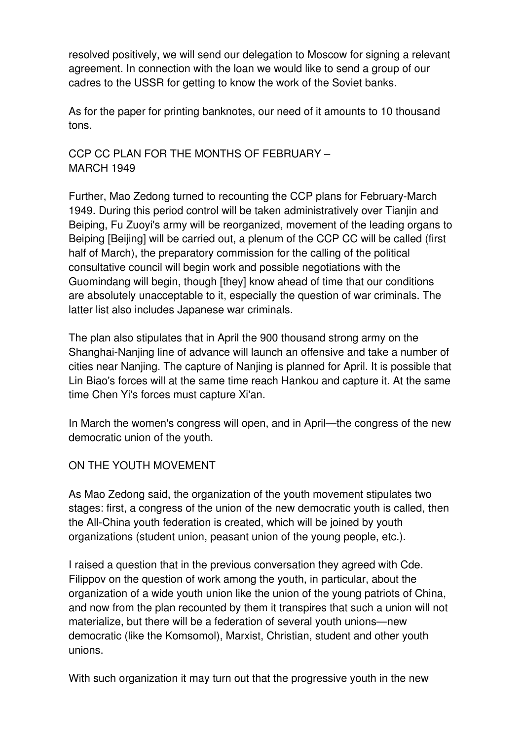resolved positively, we will send our delegation to Moscow for signing a relevant agreement. In connection with the loan we would like to send a group of our cadres to the USSR for getting to know the work of the Soviet banks.

As for the paper for printing banknotes, our need of it amounts to 10 thousand tons.

## CCP CC PLAN FOR THE MONTHS OF FEBRUARY – MARCH 1949

Further, Mao Zedong turned to recounting the CCP plans for February-March 1949. During this period control will be taken administratively over Tianjin and Beiping, Fu Zuoyi's army will be reorganized, movement of the leading organs to Beiping [Beijing] will be carried out, a plenum of the CCP CC will be called (first half of March), the preparatory commission for the calling of the political consultative council will begin work and possible negotiations with the Guomindang will begin, though [they] know ahead of time that our conditions are absolutely unacceptable to it, especially the question of war criminals. The latter list also includes Japanese war criminals.

The plan also stipulates that in April the 900 thousand strong army on the Shanghai-Nanjing line of advance will launch an offensive and take a number of cities near Nanjing. The capture of Nanjing is planned for April. It is possible that Lin Biao's forces will at the same time reach Hankou and capture it. At the same time Chen Yi's forces must capture Xi'an.

In March the women's congress will open, and in April—the congress of the new democratic union of the youth.

## ON THE YOUTH MOVEMENT

As Mao Zedong said, the organization of the youth movement stipulates two stages: first, a congress of the union of the new democratic youth is called, then the All-China youth federation is created, which will be joined by youth organizations (student union, peasant union of the young people, etc.).

I raised a question that in the previous conversation they agreed with Cde. Filippov on the question of work among the youth, in particular, about the organization of a wide youth union like the union of the young patriots of China, and now from the plan recounted by them it transpires that such a union will not materialize, but there will be a federation of several youth unions—new democratic (like the Komsomol), Marxist, Christian, student and other youth unions.

With such organization it may turn out that the progressive youth in the new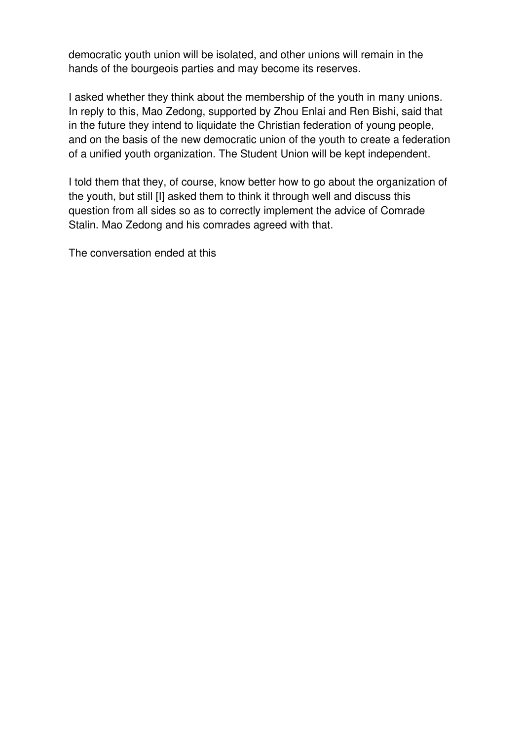democratic youth union will be isolated, and other unions will remain in the hands of the bourgeois parties and may become its reserves.

I asked whether they think about the membership of the youth in many unions. In reply to this, Mao Zedong, supported by Zhou Enlai and Ren Bishi, said that in the future they intend to liquidate the Christian federation of young people, and on the basis of the new democratic union of the youth to create a federation of a unified youth organization. The Student Union will be kept independent.

I told them that they, of course, know better how to go about the organization of the youth, but still [I] asked them to think it through well and discuss this question from all sides so as to correctly implement the advice of Comrade Stalin. Mao Zedong and his comrades agreed with that.

The conversation ended at this